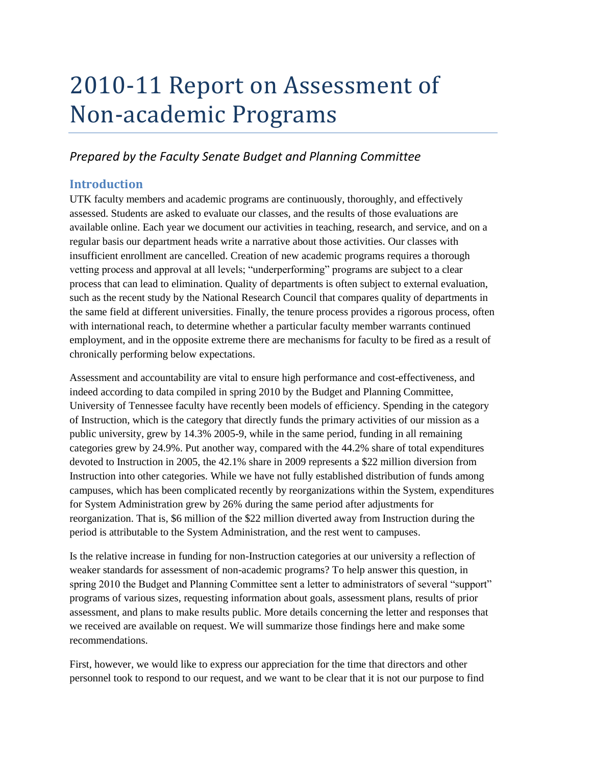# 2010-11 Report on Assessment of Non-academic Programs

*Prepared by the Faculty Senate Budget and Planning Committee*

## Introduction

UTK faculty members and academic programs are continuously, thoroughly, and effectively assessed. Students are asked to evaluate our classes, and the results of those evaluations are available online. Each year we document our activities in teaching, research, and service, and on a regular basis our department heads write a narrative about those activities. Our classes with insufficient enrollment are cancelled. Creation of new academic programs requires a thorough vetting process and approval at all levels; "underperforming" programs are subject to a clear process that can lead to elimination. Quality of departments is often subject to external evaluation, such as the recent study by the National Research Council that compares quality of departments in the same field at different universities. Finally, the tenure process provides a rigorous process, often with international reach, to determine whether a particular faculty member warrants continued employment, and in the opposite extreme there are mechanisms for faculty to be fired as a result of chronically performing below expectations.

Assessment and accountability are vital to ensure high performance and cost-effectiveness, and indeed according to data compiled in spring 2010 by the Budget and Planning Committee, University of Tennessee faculty have recently been models of efficiency. Spending in the category of Instruction, which is the category that directly funds the primary activities of our mission as a public university, grew by 14.3% 2005-9, while in the same period, funding in all remaining categories grew by 24.9%. Put another way, compared with the 44.2% share of total expenditures devoted to Instruction in 2005, the 42.1% share in 2009 represents a $22 million diversion from Instruction into other categories. While we have not fully established distribution of funds among campuses, which has been complicated recently by reorganizations within the System, expenditures for System Administration grew by 26% during the same period after adjustments for reorganization. That is, $6 million of the $22 million diverted away from Instruction during the period is attributable to the System Administration, and the rest went to campuses.

Is the relative increase in funding for non-Instruction categories at our university a reflection of weaker standards for assessment of non-academic programs? To help answer this question, in spring 2010 the Budget and Planning Committee sent a letter to administrators of several "support" programs of various sizes, requesting information about goals, assessment plans, results of prior assessment, and plans to make results public. More details concerning the letter and responses that we received are available on request. We will summarize those findings here and make some recommendations.

First, however, we would like to express our appreciation for the time that directors and other personnel took to respond to our request, and we want to be clear that it is not our purpose to find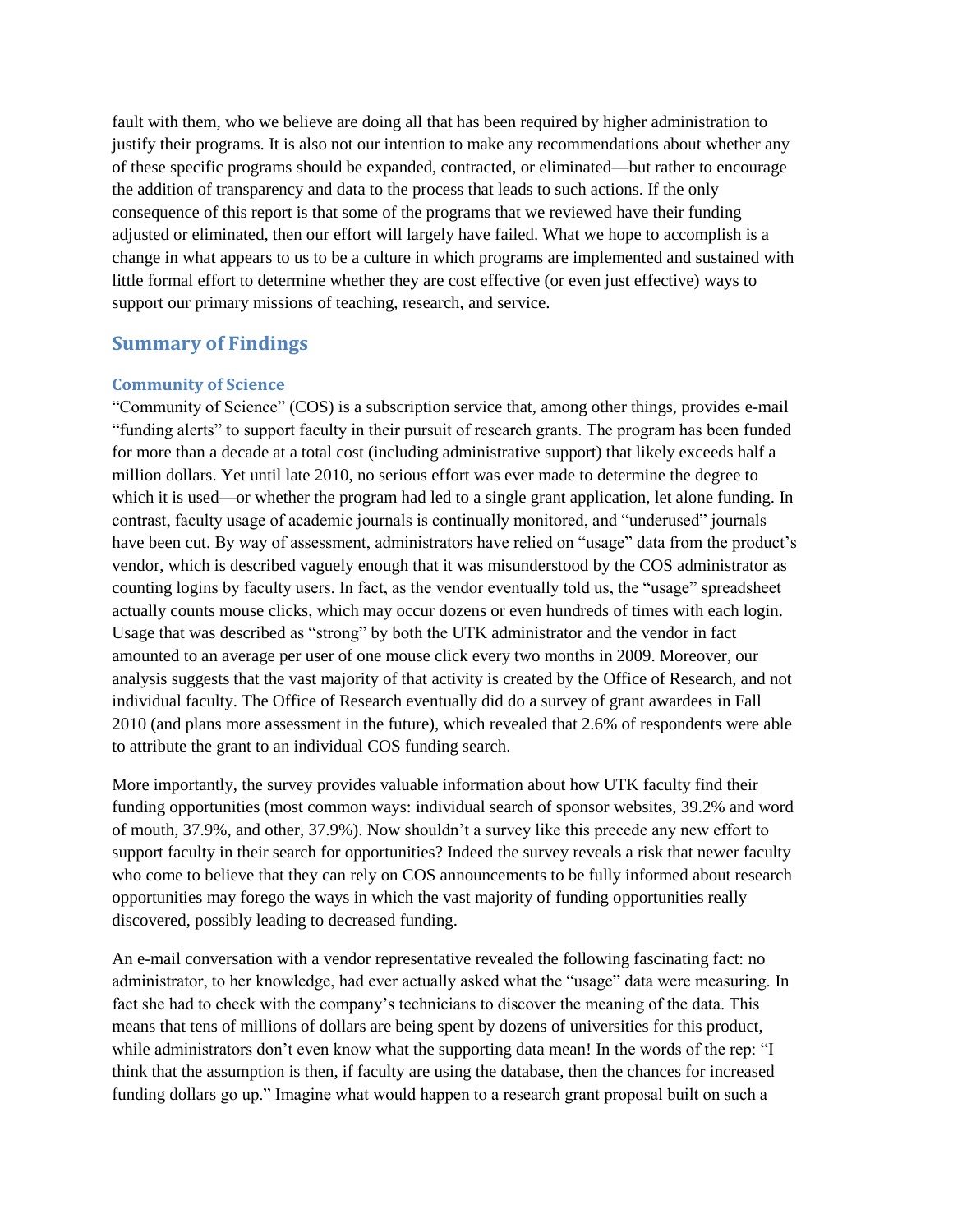fault with them, who we believe are doing all that has been required by higher administration to justify their programs. It is also not our intention to make any recommendations about whether any of these specific programs should be expanded, contracted, or eliminated—but rather to encourage the addition of transparency and data to the process that leads to such actions. If the only consequence of this report is that some of the programs that we reviewed have their funding adjusted or eliminated, then our effort will largely have failed. What we hope to accomplish is a change in what appears to us to be a culture in which programs are implemented and sustained with little formal effort to determine whether they are cost effective (or even just effective) ways to support our primary missions of teaching, research, and service.

## Summary of Findings

### Community of Science

"Community of Science" (COS) is a subscription service that, among other things, provides e-mail "funding alerts" to support faculty in their pursuit of research grants. The program has been funded for more than a decade at a total cost (including administrative support) that likely exceeds half a million dollars. Yet until late 2010, no serious effort was ever made to determine the degree to which it is used—or whether the program had led to a single grant application, let alone funding. In contrast, faculty usage of academic journals is continually monitored, and "underused" journals have been cut. By way of assessment, administrators have relied on "usage" data from the product's vendor, which is described vaguely enough that it was misunderstood by the COS administrator as counting logins by faculty users. In fact, as the vendor eventually told us, the "usage" spreadsheet actually counts mouse clicks, which may occur dozens or even hundreds of times with each login. Usage that was described as "strong" by both the UTK administrator and the vendor in fact amounted to an average per user of one mouse click every two months in 2009. Moreover, our analysis suggests that the vast majority of that activity is created by the Office of Research, and not individual faculty. The Office of Research eventually did do a survey of grant awardees in Fall 2010 (and plans more assessment in the future), which revealed that 2.6% of respondents were able to attribute the grant to an individual COS funding search.

More importantly, the survey provides valuable information about how UTK faculty find their funding opportunities (most common ways: individual search of sponsor websites, 39.2% and word of mouth, 37.9%, and other, 37.9%). Now shouldn't a survey like this precede any new effort to support faculty in their search for opportunities? Indeed the survey reveals a risk that newer faculty who come to believe that they can rely on COS announcements to be fully informed about research opportunities may forego the ways in which the vast majority of funding opportunities really discovered, possibly leading to decreased funding.

An e-mail conversation with a vendor representative revealed the following fascinating fact: no administrator, to her knowledge, had ever actually asked what the "usage" data were measuring. In fact she had to check with the company's technicians to discover the meaning of the data. This means that tens of millions of dollars are being spent by dozens of universities for this product, while administrators don't even know what the supporting data mean! In the words of the rep: "I think that the assumption is then, if faculty are using the database, then the chances for increased funding dollars go up." Imagine what would happen to a research grant proposal built on such a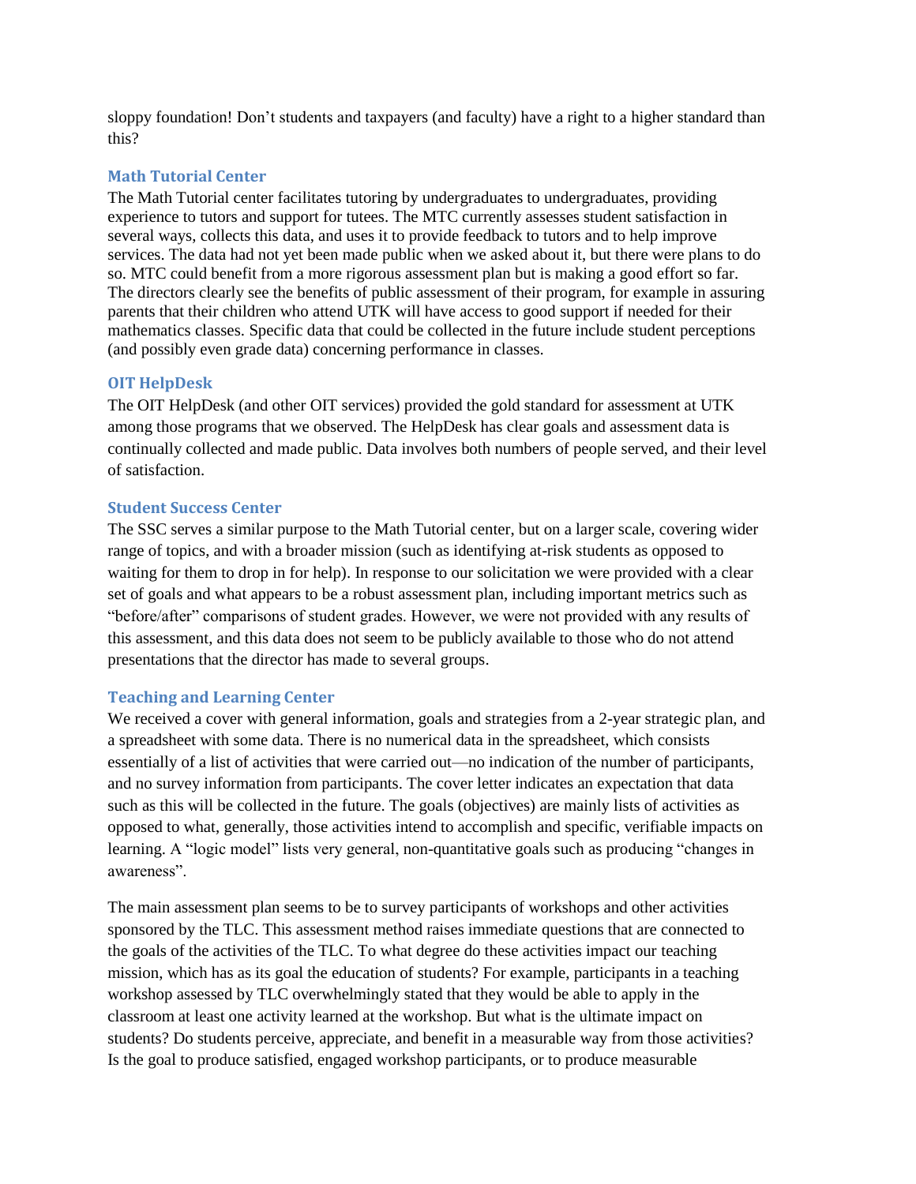sloppy foundation! Don't students and taxpayers (and faculty) have a right to a higher standard than this?

### Math Tutorial Center

The Math Tutorial center facilitates tutoring by undergraduates to undergraduates, providing experience to tutors and support for tutees. The MTC currently assesses student satisfaction in several ways, collects this data, and uses it to provide feedback to tutors and to help improve services. The data had not yet been made public when we asked about it, but there were plans to do so. MTC could benefit from a more rigorous assessment plan but is making a good effort so far. The directors clearly see the benefits of public assessment of their program, for example in assuring parents that their children who attend UTK will have access to good support if needed for their mathematics classes. Specific data that could be collected in the future include student perceptions (and possibly even grade data) concerning performance in classes.

### OIT HelpDesk

The OIT HelpDesk (and other OIT services) provided the gold standard for assessment at UTK among those programs that we observed. The HelpDesk has clear goals and assessment data is continually collected and made public. Data involves both numbers of people served, and their level of satisfaction.

### Student Success Center

The SSC serves a similar purpose to the Math Tutorial center, but on a larger scale, covering wider range of topics, and with a broader mission (such as identifying at-risk students as opposed to waiting for them to drop in for help). In response to our solicitation we were provided with a clear set of goals and what appears to be a robust assessment plan, including important metrics such as "before/after" comparisons of student grades. However, we were not provided with any results of this assessment, and this data does not seem to be publicly available to those who do not attend presentations that the director has made to several groups.

### Teaching and Learning Center

We received a cover with general information, goals and strategies from a 2-year strategic plan, and a spreadsheet with some data. There is no numerical data in the spreadsheet, which consists essentially of a list of activities that were carried out—no indication of the number of participants, and no survey information from participants. The cover letter indicates an expectation that data such as this will be collected in the future. The goals (objectives) are mainly lists of activities as opposed to what, generally, those activities intend to accomplish and specific, verifiable impacts on learning. A "logic model" lists very general, non-quantitative goals such as producing "changes in awareness".

The main assessment plan seems to be to survey participants of workshops and other activities sponsored by the TLC. This assessment method raises immediate questions that are connected to the goals of the activities of the TLC. To what degree do these activities impact our teaching mission, which has as its goal the education of students? For example, participants in a teaching workshop assessed by TLC overwhelmingly stated that they would be able to apply in the classroom at least one activity learned at the workshop. But what is the ultimate impact on students? Do students perceive, appreciate, and benefit in a measurable way from those activities? Is the goal to produce satisfied, engaged workshop participants, or to produce measurable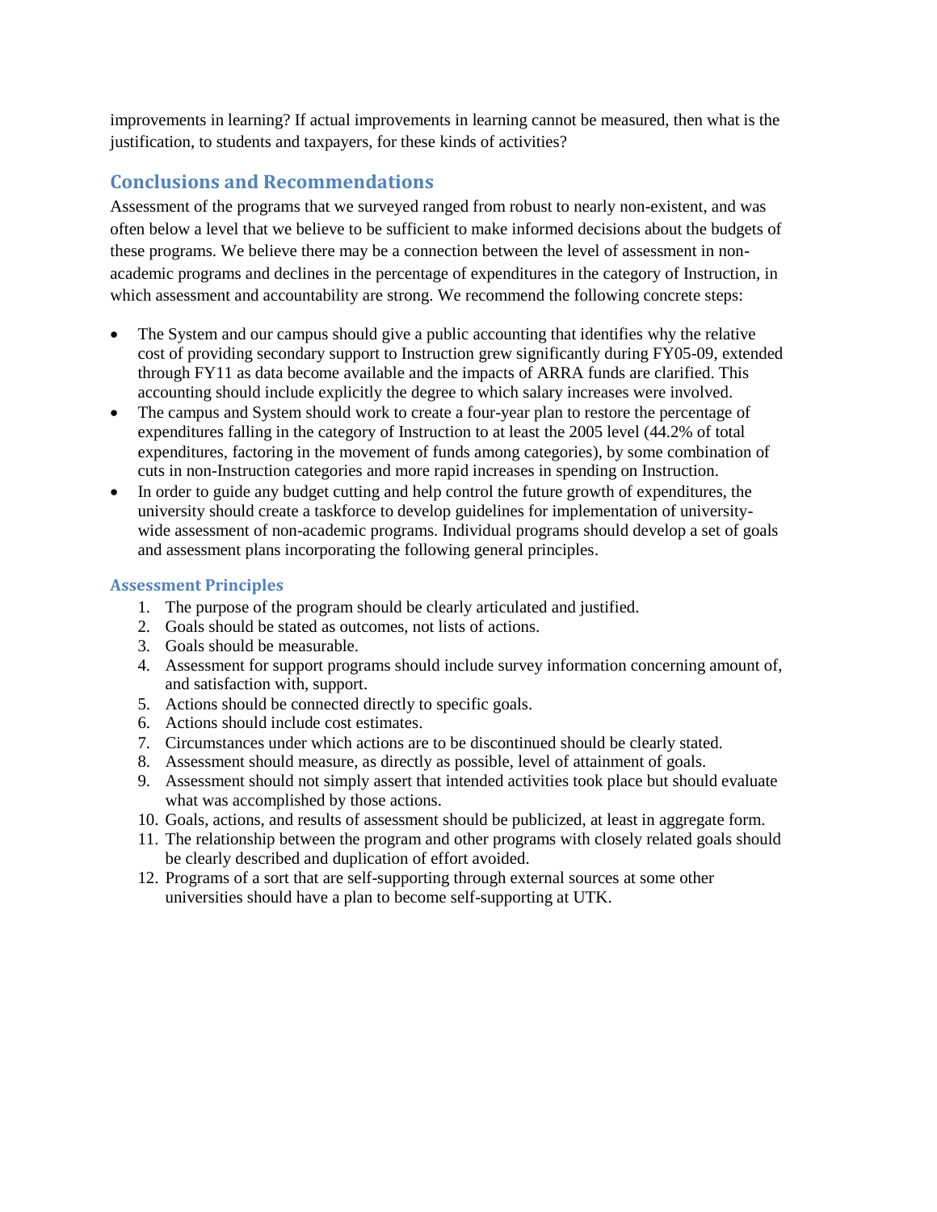improvements in learning? If actual improvements in learning cannot be measured, then what is the justification, to students and taxpayers, for these kinds of activities?

## Conclusions and Recommendations

Assessment of the programs that we surveyed ranged from robust to nearly non-existent, and was often below a level that we believe to be sufficient to make informed decisions about the budgets of these programs. We believe there may be a connection between the level of assessment in non-academic programs and declines in the percentage of expenditures in the category of Instruction, in which assessment and accountability are strong. We recommend the following concrete steps:

- The System and our campus should give a public accounting that identifies why the relative cost of providing secondary support to Instruction grew significantly during FY05-09, extended through FY11 as data become available and the impacts of ARRA funds are clarified. This accounting should include explicitly the degree to which salary increases were involved.
- The campus and System should work to create a four-year plan to restore the percentage of expenditures falling in the category of Instruction to at least the 2005 level (44.2% of total expenditures, factoring in the movement of funds among categories), by some combination of cuts in non-Instruction categories and more rapid increases in spending on Instruction.
- In order to guide any budget cutting and help control the future growth of expenditures, the university should create a taskforce to develop guidelines for implementation of university-wide assessment of non-academic programs. Individual programs should develop a set of goals and assessment plans incorporating the following general principles.

### Assessment Principles

1. The purpose of the program should be clearly articulated and justified.
2. Goals should be stated as outcomes, not lists of actions.
3. Goals should be measurable.
4. Assessment for support programs should include survey information concerning amount of, and satisfaction with, support.
5. Actions should be connected directly to specific goals.
6. Actions should include cost estimates.
7. Circumstances under which actions are to be discontinued should be clearly stated.
8. Assessment should measure, as directly as possible, level of attainment of goals.
9. Assessment should not simply assert that intended activities took place but should evaluate what was accomplished by those actions.
10. Goals, actions, and results of assessment should be publicized, at least in aggregate form.
11. The relationship between the program and other programs with closely related goals should be clearly described and duplication of effort avoided.
12. Programs of a sort that are self-supporting through external sources at some other universities should have a plan to become self-supporting at UTK.